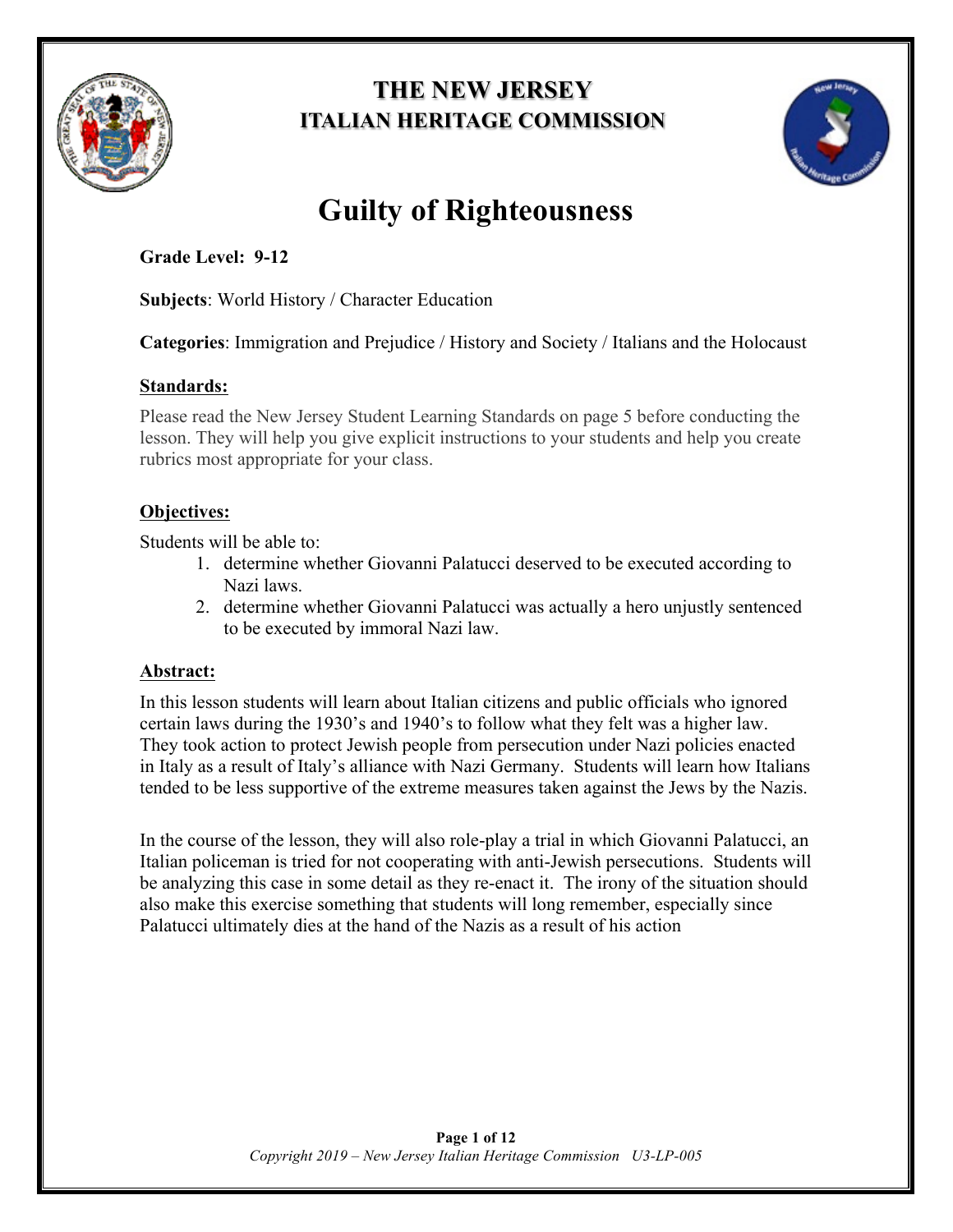# THE NEW JERSEY
## ITALIAN HERITAGE COMMISSION

# Guilty of Righteousness

**Grade Level: 9-12**

**Subjects**: World History / Character Education

**Categories**: Immigration and Prejudice / History and Society / Italians and the Holocaust

### Standards:

Please read the New Jersey Student Learning Standards on page 5 before conducting the lesson. They will help you give explicit instructions to your students and help you create rubrics most appropriate for your class.

### Objectives:

Students will be able to:

1. determine whether Giovanni Palatucci deserved to be executed according to Nazi laws.
2. determine whether Giovanni Palatucci was actually a hero unjustly sentenced to be executed by immoral Nazi law.

### Abstract:

In this lesson students will learn about Italian citizens and public officials who ignored certain laws during the 1930's and 1940's to follow what they felt was a higher law. They took action to protect Jewish people from persecution under Nazi policies enacted in Italy as a result of Italy's alliance with Nazi Germany. Students will learn how Italians tended to be less supportive of the extreme measures taken against the Jews by the Nazis.

In the course of the lesson, they will also role-play a trial in which Giovanni Palatucci, an Italian policeman is tried for not cooperating with anti-Jewish persecutions. Students will be analyzing this case in some detail as they re-enact it. The irony of the situation should also make this exercise something that students will long remember, especially since Palatucci ultimately dies at the hand of the Nazis as a result of his action

*Copyright 2019 – New Jersey Italian Heritage Commission U3-LP-005*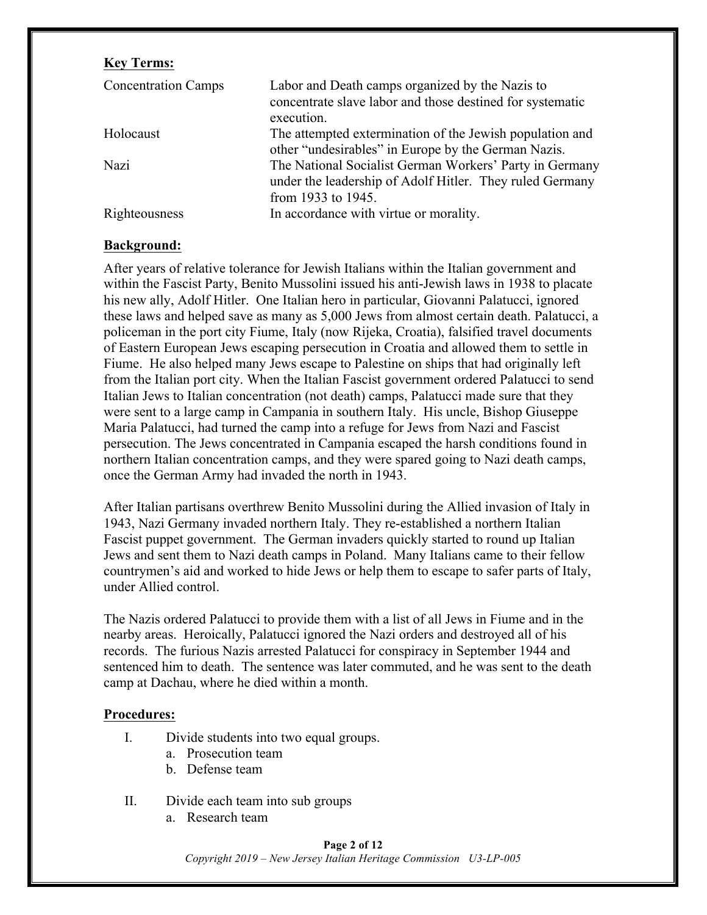**Key Terms:**

| | |
|---|---|
| Concentration Camps | Labor and Death camps organized by the Nazis to concentrate slave labor and those destined for systematic execution. |
| Holocaust | The attempted extermination of the Jewish population and other “undesirables” in Europe by the German Nazis. |
| Nazi | The National Socialist German Workers’ Party in Germany under the leadership of Adolf Hitler. They ruled Germany from 1933 to 1945. |
| Righteousness | In accordance with virtue or morality. |

**Background:**

After years of relative tolerance for Jewish Italians within the Italian government and within the Fascist Party, Benito Mussolini issued his anti-Jewish laws in 1938 to placate his new ally, Adolf Hitler. One Italian hero in particular, Giovanni Palatucci, ignored these laws and helped save as many as 5,000 Jews from almost certain death. Palatucci, a policeman in the port city Fiume, Italy (now Rijeka, Croatia), falsified travel documents of Eastern European Jews escaping persecution in Croatia and allowed them to settle in Fiume. He also helped many Jews escape to Palestine on ships that had originally left from the Italian port city. When the Italian Fascist government ordered Palatucci to send Italian Jews to Italian concentration (not death) camps, Palatucci made sure that they were sent to a large camp in Campania in southern Italy. His uncle, Bishop Giuseppe Maria Palatucci, had turned the camp into a refuge for Jews from Nazi and Fascist persecution. The Jews concentrated in Campania escaped the harsh conditions found in northern Italian concentration camps, and they were spared going to Nazi death camps, once the German Army had invaded the north in 1943.

After Italian partisans overthrew Benito Mussolini during the Allied invasion of Italy in 1943, Nazi Germany invaded northern Italy. They re-established a northern Italian Fascist puppet government. The German invaders quickly started to round up Italian Jews and sent them to Nazi death camps in Poland. Many Italians came to their fellow countrymen’s aid and worked to hide Jews or help them to escape to safer parts of Italy, under Allied control.

The Nazis ordered Palatucci to provide them with a list of all Jews in Fiume and in the nearby areas. Heroically, Palatucci ignored the Nazi orders and destroyed all of his records. The furious Nazis arrested Palatucci for conspiracy in September 1944 and sentenced him to death. The sentence was later commuted, and he was sent to the death camp at Dachau, where he died within a month.

**Procedures:**

I. Divide students into two equal groups.
   a. Prosecution team
   b. Defense team

II. Divide each team into sub groups
   a. Research team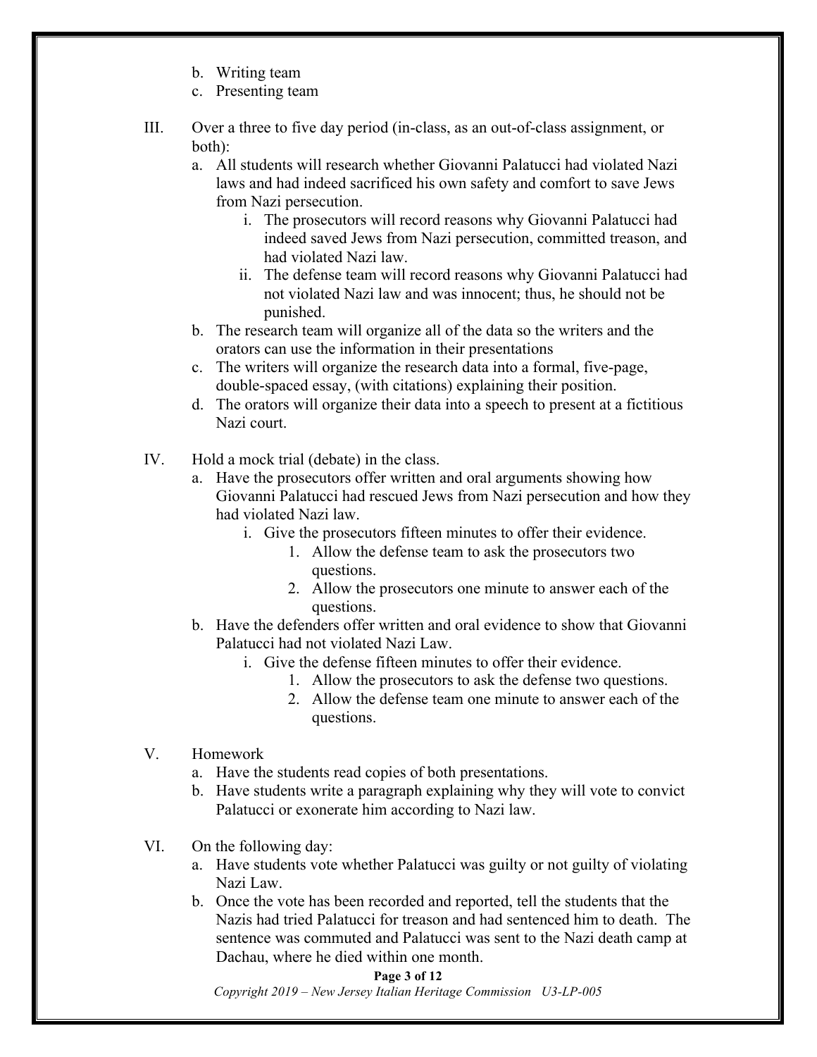b. Writing team
   c. Presenting team

III. Over a three to five day period (in-class, as an out-of-class assignment, or both):
   a. All students will research whether Giovanni Palatucci had violated Nazi laws and had indeed sacrificed his own safety and comfort to save Jews from Nazi persecution.
      i. The prosecutors will record reasons why Giovanni Palatucci had indeed saved Jews from Nazi persecution, committed treason, and had violated Nazi law.
      ii. The defense team will record reasons why Giovanni Palatucci had not violated Nazi law and was innocent; thus, he should not be punished.
   b. The research team will organize all of the data so the writers and the orators can use the information in their presentations
   c. The writers will organize the research data into a formal, five-page, double-spaced essay, (with citations) explaining their position.
   d. The orators will organize their data into a speech to present at a fictitious Nazi court.

IV. Hold a mock trial (debate) in the class.
   a. Have the prosecutors offer written and oral arguments showing how Giovanni Palatucci had rescued Jews from Nazi persecution and how they had violated Nazi law.
      i. Give the prosecutors fifteen minutes to offer their evidence.
         1. Allow the defense team to ask the prosecutors two questions.
         2. Allow the prosecutors one minute to answer each of the questions.
   b. Have the defenders offer written and oral evidence to show that Giovanni Palatucci had not violated Nazi Law.
      i. Give the defense fifteen minutes to offer their evidence.
         1. Allow the prosecutors to ask the defense two questions.
         2. Allow the defense team one minute to answer each of the questions.

V. Homework
   a. Have the students read copies of both presentations.
   b. Have students write a paragraph explaining why they will vote to convict Palatucci or exonerate him according to Nazi law.

VI. On the following day:
   a. Have students vote whether Palatucci was guilty or not guilty of violating Nazi Law.
   b. Once the vote has been recorded and reported, tell the students that the Nazis had tried Palatucci for treason and had sentenced him to death. The sentence was commuted and Palatucci was sent to the Nazi death camp at Dachau, where he died within one month.

*Copyright 2019 – New Jersey Italian Heritage Commission U3-LP-005*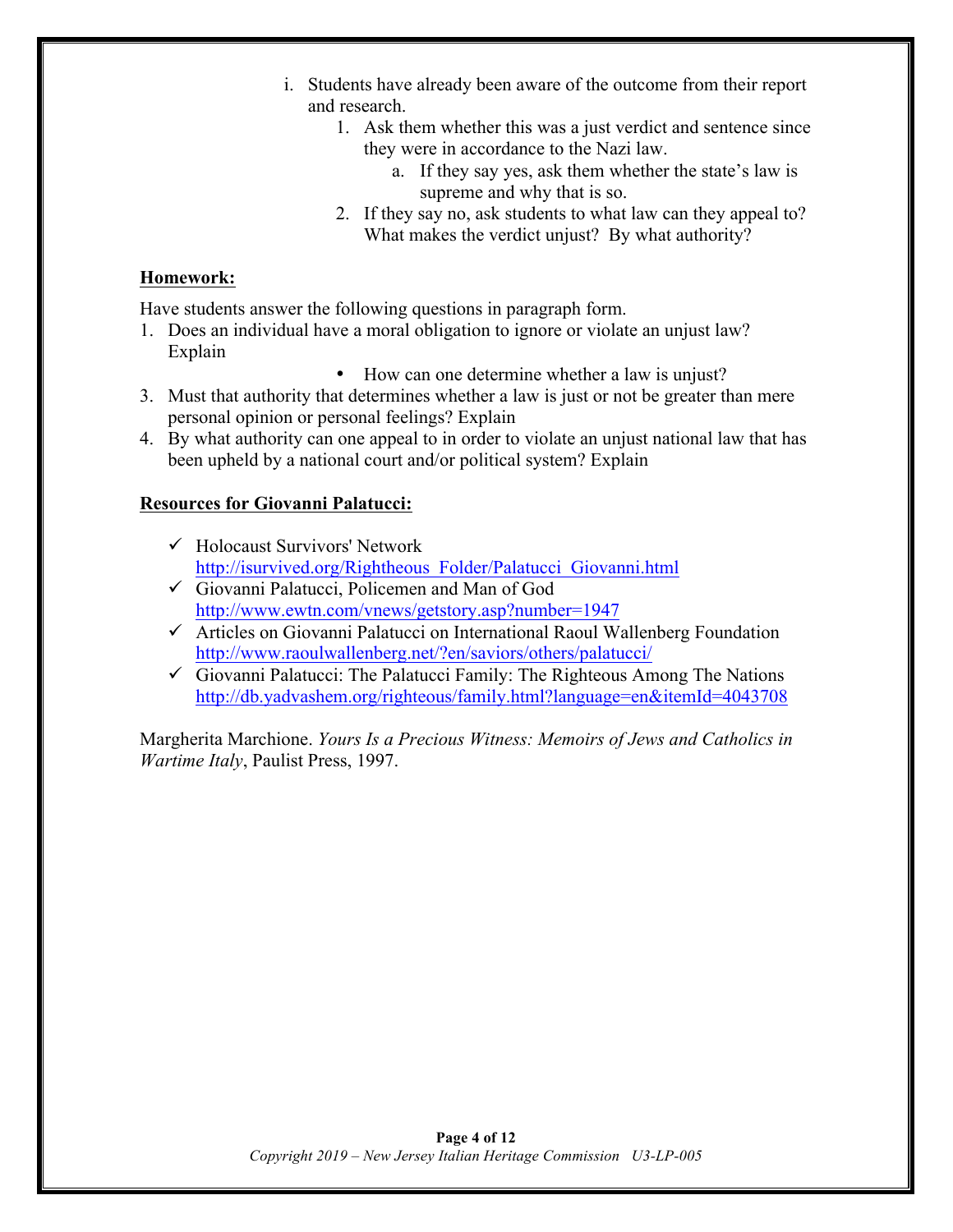i. Students have already been aware of the outcome from their report and research.
    1. Ask them whether this was a just verdict and sentence since they were in accordance to the Nazi law.
        a. If they say yes, ask them whether the state's law is supreme and why that is so.
    2. If they say no, ask students to what law can they appeal to? What makes the verdict unjust? By what authority?

**Homework:**

Have students answer the following questions in paragraph form.

1. Does an individual have a moral obligation to ignore or violate an unjust law? Explain
    - How can one determine whether a law is unjust?
3. Must that authority that determines whether a law is just or not be greater than mere personal opinion or personal feelings? Explain
4. By what authority can one appeal to in order to violate an unjust national law that has been upheld by a national court and/or political system? Explain

**Resources for Giovanni Palatucci:**

- ✓ Holocaust Survivors' Network [http://isurvived.org/Rightheous_Folder/Palatucci_Giovanni.html](http://isurvived.org/Rightheous_Folder/Palatucci_Giovanni.html)
- ✓ Giovanni Palatucci, Policemen and Man of God [http://www.ewtn.com/vnews/getstory.asp?number=1947](http://www.ewtn.com/vnews/getstory.asp?number=1947)
- ✓ Articles on Giovanni Palatucci on International Raoul Wallenberg Foundation [http://www.raoulwallenberg.net/?en/saviors/others/palatucci/](http://www.raoulwallenberg.net/?en/saviors/others/palatucci/)
- ✓ Giovanni Palatucci: The Palatucci Family: The Righteous Among The Nations [http://db.yadvashem.org/righteous/family.html?language=en&itemId=4043708](http://db.yadvashem.org/righteous/family.html?language=en&itemId=4043708)

Margherita Marchione. *Yours Is a Precious Witness: Memoirs of Jews and Catholics in Wartime Italy*, Paulist Press, 1997.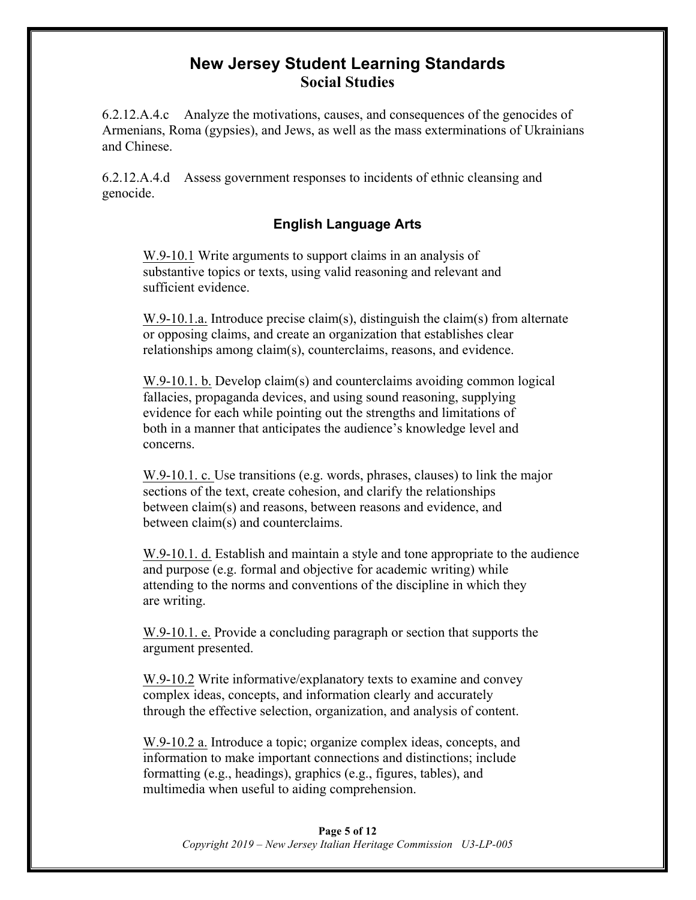## New Jersey Student Learning Standards
### Social Studies

6.2.12.A.4.c Analyze the motivations, causes, and consequences of the genocides of Armenians, Roma (gypsies), and Jews, as well as the mass exterminations of Ukrainians and Chinese.

6.2.12.A.4.d Assess government responses to incidents of ethnic cleansing and genocide.

### English Language Arts

W.9-10.1 Write arguments to support claims in an analysis of substantive topics or texts, using valid reasoning and relevant and sufficient evidence.

W.9-10.1.a. Introduce precise claim(s), distinguish the claim(s) from alternate or opposing claims, and create an organization that establishes clear relationships among claim(s), counterclaims, reasons, and evidence.

W.9-10.1. b. Develop claim(s) and counterclaims avoiding common logical fallacies, propaganda devices, and using sound reasoning, supplying evidence for each while pointing out the strengths and limitations of both in a manner that anticipates the audience's knowledge level and concerns.

W.9-10.1. c. Use transitions (e.g. words, phrases, clauses) to link the major sections of the text, create cohesion, and clarify the relationships between claim(s) and reasons, between reasons and evidence, and between claim(s) and counterclaims.

W.9-10.1. d. Establish and maintain a style and tone appropriate to the audience and purpose (e.g. formal and objective for academic writing) while attending to the norms and conventions of the discipline in which they are writing.

W.9-10.1. e. Provide a concluding paragraph or section that supports the argument presented.

W.9-10.2 Write informative/explanatory texts to examine and convey complex ideas, concepts, and information clearly and accurately through the effective selection, organization, and analysis of content.

W.9-10.2 a. Introduce a topic; organize complex ideas, concepts, and information to make important connections and distinctions; include formatting (e.g., headings), graphics (e.g., figures, tables), and multimedia when useful to aiding comprehension.

*Copyright 2019 – New Jersey Italian Heritage Commission U3-LP-005*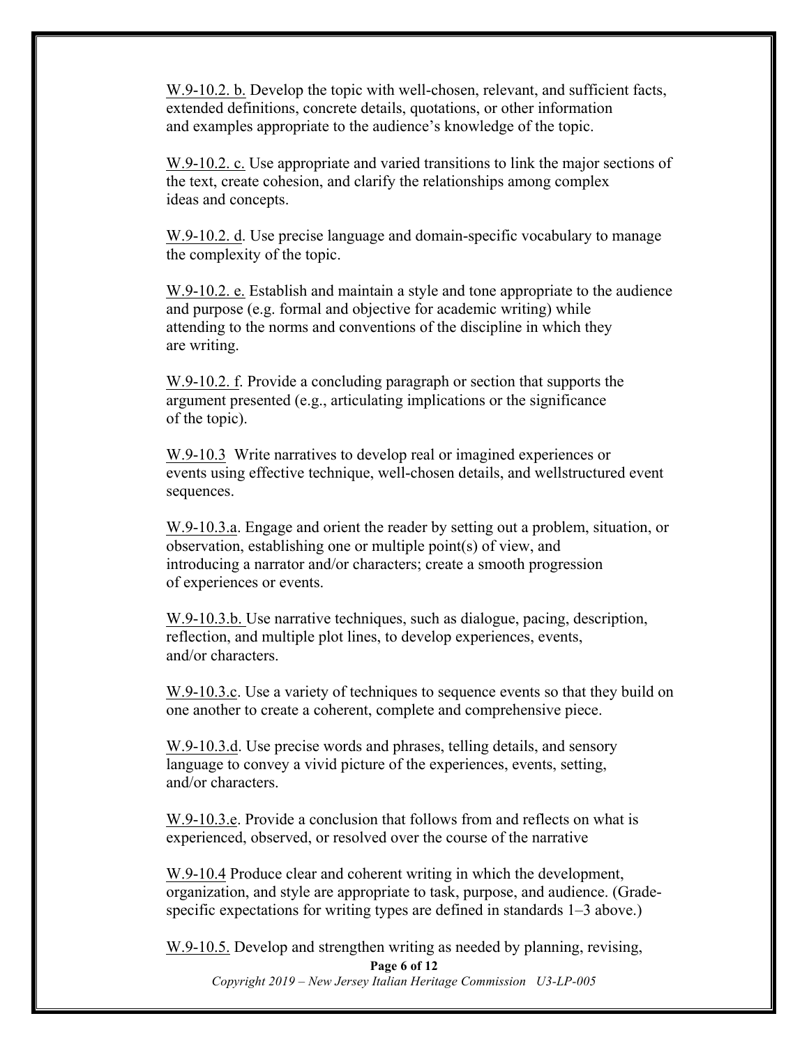W.9-10.2. b. Develop the topic with well-chosen, relevant, and sufficient facts, extended definitions, concrete details, quotations, or other information and examples appropriate to the audience's knowledge of the topic.

W.9-10.2. c. Use appropriate and varied transitions to link the major sections of the text, create cohesion, and clarify the relationships among complex ideas and concepts.

W.9-10.2. d. Use precise language and domain-specific vocabulary to manage the complexity of the topic.

W.9-10.2. e. Establish and maintain a style and tone appropriate to the audience and purpose (e.g. formal and objective for academic writing) while attending to the norms and conventions of the discipline in which they are writing.

W.9-10.2. f. Provide a concluding paragraph or section that supports the argument presented (e.g., articulating implications or the significance of the topic).

W.9-10.3 Write narratives to develop real or imagined experiences or events using effective technique, well-chosen details, and wellstructured event sequences.

W.9-10.3.a. Engage and orient the reader by setting out a problem, situation, or observation, establishing one or multiple point(s) of view, and introducing a narrator and/or characters; create a smooth progression of experiences or events.

W.9-10.3.b. Use narrative techniques, such as dialogue, pacing, description, reflection, and multiple plot lines, to develop experiences, events, and/or characters.

W.9-10.3.c. Use a variety of techniques to sequence events so that they build on one another to create a coherent, complete and comprehensive piece.

W.9-10.3.d. Use precise words and phrases, telling details, and sensory language to convey a vivid picture of the experiences, events, setting, and/or characters.

W.9-10.3.e. Provide a conclusion that follows from and reflects on what is experienced, observed, or resolved over the course of the narrative

W.9-10.4 Produce clear and coherent writing in which the development, organization, and style are appropriate to task, purpose, and audience. (Grade-specific expectations for writing types are defined in standards 1–3 above.)

W.9-10.5. Develop and strengthen writing as needed by planning, revising,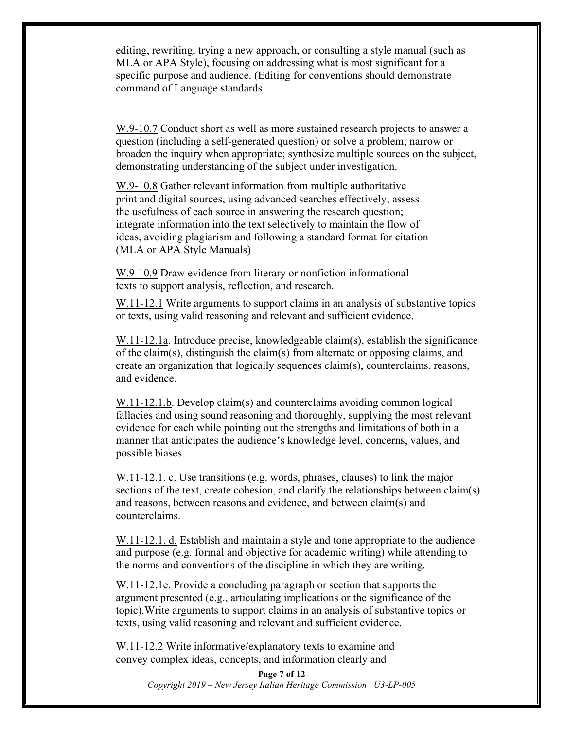editing, rewriting, trying a new approach, or consulting a style manual (such as MLA or APA Style), focusing on addressing what is most significant for a specific purpose and audience. (Editing for conventions should demonstrate command of Language standards

W.9-10.7 Conduct short as well as more sustained research projects to answer a question (including a self-generated question) or solve a problem; narrow or broaden the inquiry when appropriate; synthesize multiple sources on the subject, demonstrating understanding of the subject under investigation.

W.9-10.8 Gather relevant information from multiple authoritative print and digital sources, using advanced searches effectively; assess the usefulness of each source in answering the research question; integrate information into the text selectively to maintain the flow of ideas, avoiding plagiarism and following a standard format for citation (MLA or APA Style Manuals)

W.9-10.9 Draw evidence from literary or nonfiction informational texts to support analysis, reflection, and research.

W.11-12.1 Write arguments to support claims in an analysis of substantive topics or texts, using valid reasoning and relevant and sufficient evidence.

W.11-12.1a. Introduce precise, knowledgeable claim(s), establish the significance of the claim(s), distinguish the claim(s) from alternate or opposing claims, and create an organization that logically sequences claim(s), counterclaims, reasons, and evidence.

W.11-12.1.b. Develop claim(s) and counterclaims avoiding common logical fallacies and using sound reasoning and thoroughly, supplying the most relevant evidence for each while pointing out the strengths and limitations of both in a manner that anticipates the audience's knowledge level, concerns, values, and possible biases.

W.11-12.1. c. Use transitions (e.g. words, phrases, clauses) to link the major sections of the text, create cohesion, and clarify the relationships between claim(s) and reasons, between reasons and evidence, and between claim(s) and counterclaims.

W.11-12.1. d. Establish and maintain a style and tone appropriate to the audience and purpose (e.g. formal and objective for academic writing) while attending to the norms and conventions of the discipline in which they are writing.

W.11-12.1e. Provide a concluding paragraph or section that supports the argument presented (e.g., articulating implications or the significance of the topic).Write arguments to support claims in an analysis of substantive topics or texts, using valid reasoning and relevant and sufficient evidence.

W.11-12.2 Write informative/explanatory texts to examine and convey complex ideas, concepts, and information clearly and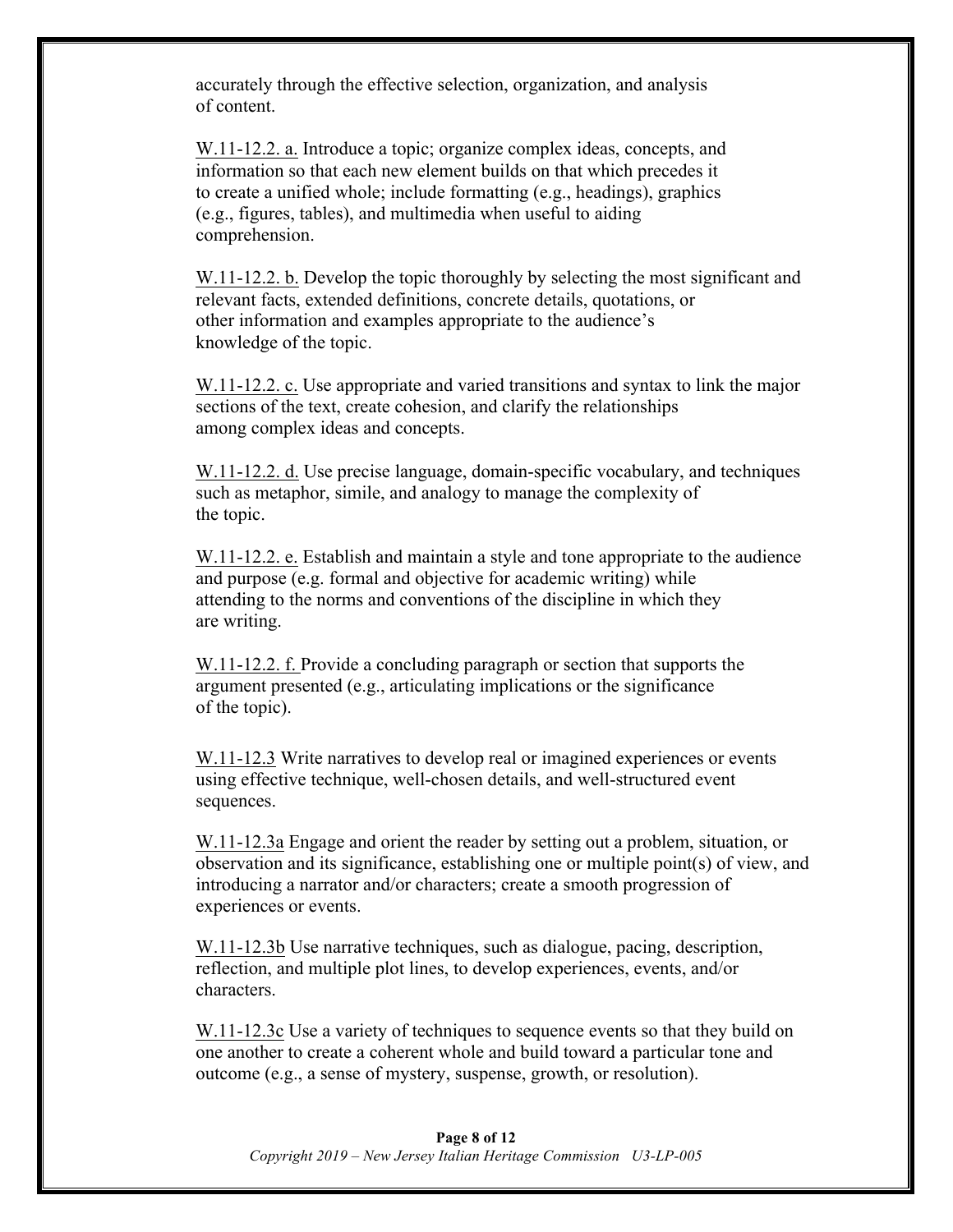accurately through the effective selection, organization, and analysis of content.

W.11-12.2. a. Introduce a topic; organize complex ideas, concepts, and information so that each new element builds on that which precedes it to create a unified whole; include formatting (e.g., headings), graphics (e.g., figures, tables), and multimedia when useful to aiding comprehension.

W.11-12.2. b. Develop the topic thoroughly by selecting the most significant and relevant facts, extended definitions, concrete details, quotations, or other information and examples appropriate to the audience's knowledge of the topic.

W.11-12.2. c. Use appropriate and varied transitions and syntax to link the major sections of the text, create cohesion, and clarify the relationships among complex ideas and concepts.

W.11-12.2. d. Use precise language, domain-specific vocabulary, and techniques such as metaphor, simile, and analogy to manage the complexity of the topic.

W.11-12.2. e. Establish and maintain a style and tone appropriate to the audience and purpose (e.g. formal and objective for academic writing) while attending to the norms and conventions of the discipline in which they are writing.

W.11-12.2. f. Provide a concluding paragraph or section that supports the argument presented (e.g., articulating implications or the significance of the topic).

W.11-12.3 Write narratives to develop real or imagined experiences or events using effective technique, well-chosen details, and well-structured event sequences.

W.11-12.3a Engage and orient the reader by setting out a problem, situation, or observation and its significance, establishing one or multiple point(s) of view, and introducing a narrator and/or characters; create a smooth progression of experiences or events.

W.11-12.3b Use narrative techniques, such as dialogue, pacing, description, reflection, and multiple plot lines, to develop experiences, events, and/or characters.

W.11-12.3c Use a variety of techniques to sequence events so that they build on one another to create a coherent whole and build toward a particular tone and outcome (e.g., a sense of mystery, suspense, growth, or resolution).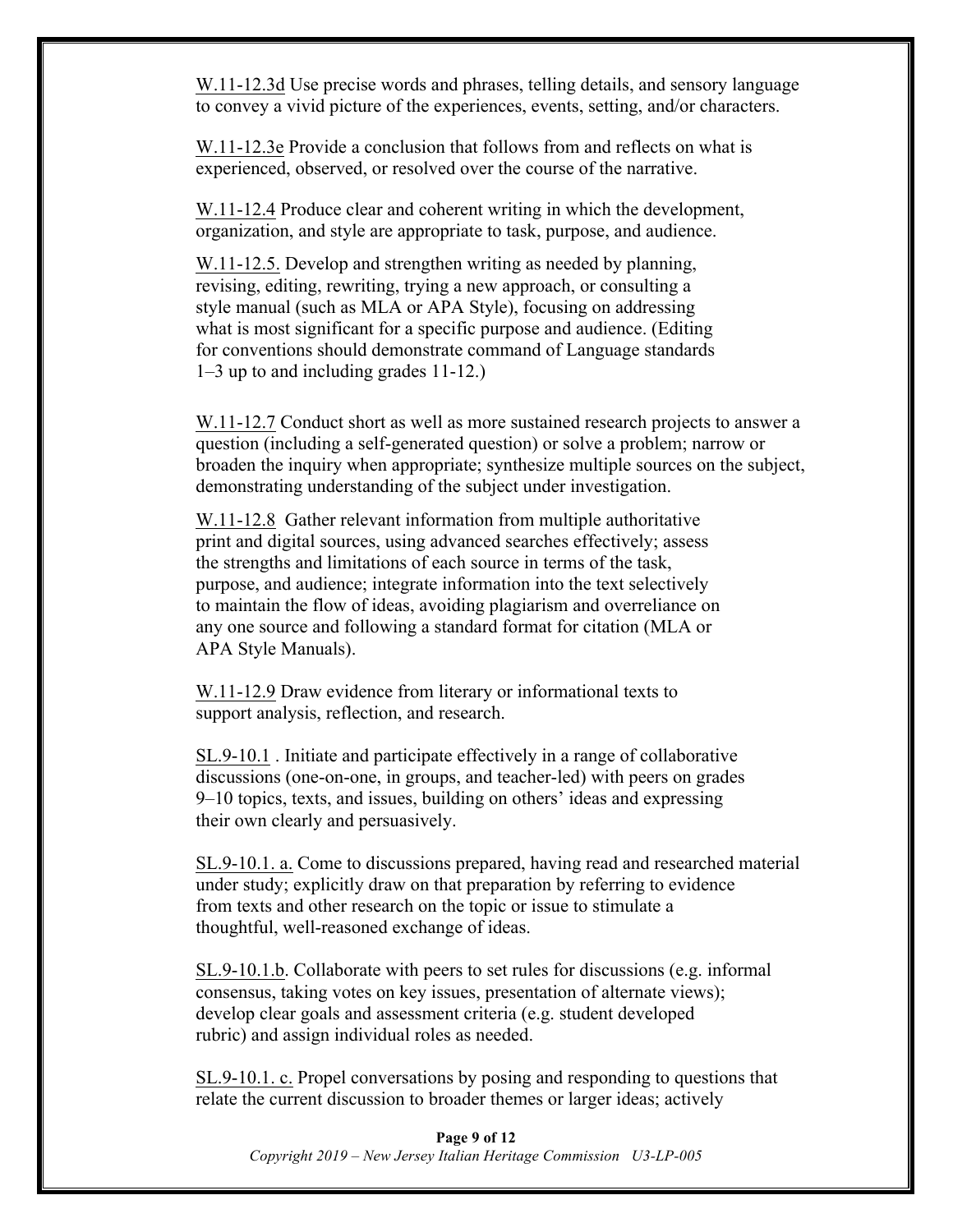W.11-12.3d Use precise words and phrases, telling details, and sensory language to convey a vivid picture of the experiences, events, setting, and/or characters.

W.11-12.3e Provide a conclusion that follows from and reflects on what is experienced, observed, or resolved over the course of the narrative.

W.11-12.4 Produce clear and coherent writing in which the development, organization, and style are appropriate to task, purpose, and audience.

W.11-12.5. Develop and strengthen writing as needed by planning, revising, editing, rewriting, trying a new approach, or consulting a style manual (such as MLA or APA Style), focusing on addressing what is most significant for a specific purpose and audience. (Editing for conventions should demonstrate command of Language standards 1–3 up to and including grades 11-12.)

W.11-12.7 Conduct short as well as more sustained research projects to answer a question (including a self-generated question) or solve a problem; narrow or broaden the inquiry when appropriate; synthesize multiple sources on the subject, demonstrating understanding of the subject under investigation.

W.11-12.8 Gather relevant information from multiple authoritative print and digital sources, using advanced searches effectively; assess the strengths and limitations of each source in terms of the task, purpose, and audience; integrate information into the text selectively to maintain the flow of ideas, avoiding plagiarism and overreliance on any one source and following a standard format for citation (MLA or APA Style Manuals).

W.11-12.9 Draw evidence from literary or informational texts to support analysis, reflection, and research.

SL.9-10.1 . Initiate and participate effectively in a range of collaborative discussions (one-on-one, in groups, and teacher-led) with peers on grades 9–10 topics, texts, and issues, building on others' ideas and expressing their own clearly and persuasively.

SL.9-10.1. a. Come to discussions prepared, having read and researched material under study; explicitly draw on that preparation by referring to evidence from texts and other research on the topic or issue to stimulate a thoughtful, well-reasoned exchange of ideas.

SL.9-10.1.b. Collaborate with peers to set rules for discussions (e.g. informal consensus, taking votes on key issues, presentation of alternate views); develop clear goals and assessment criteria (e.g. student developed rubric) and assign individual roles as needed.

SL.9-10.1. c. Propel conversations by posing and responding to questions that relate the current discussion to broader themes or larger ideas; actively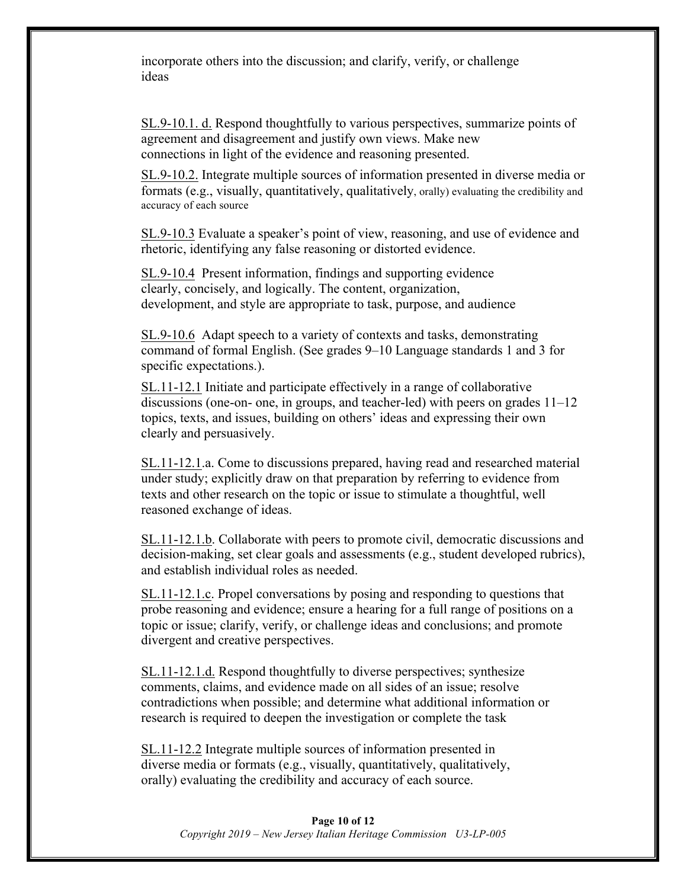incorporate others into the discussion; and clarify, verify, or challenge ideas

SL.9-10.1. d. Respond thoughtfully to various perspectives, summarize points of agreement and disagreement and justify own views. Make new connections in light of the evidence and reasoning presented.

SL.9-10.2. Integrate multiple sources of information presented in diverse media or formats (e.g., visually, quantitatively, qualitatively, orally) evaluating the credibility and accuracy of each source

SL.9-10.3 Evaluate a speaker's point of view, reasoning, and use of evidence and rhetoric, identifying any false reasoning or distorted evidence.

SL.9-10.4 Present information, findings and supporting evidence clearly, concisely, and logically. The content, organization, development, and style are appropriate to task, purpose, and audience

SL.9-10.6 Adapt speech to a variety of contexts and tasks, demonstrating command of formal English. (See grades 9–10 Language standards 1 and 3 for specific expectations.).

SL.11-12.1 Initiate and participate effectively in a range of collaborative discussions (one-on- one, in groups, and teacher-led) with peers on grades 11–12 topics, texts, and issues, building on others' ideas and expressing their own clearly and persuasively.

SL.11-12.1.a. Come to discussions prepared, having read and researched material under study; explicitly draw on that preparation by referring to evidence from texts and other research on the topic or issue to stimulate a thoughtful, well reasoned exchange of ideas.

SL.11-12.1.b. Collaborate with peers to promote civil, democratic discussions and decision-making, set clear goals and assessments (e.g., student developed rubrics), and establish individual roles as needed.

SL.11-12.1.c. Propel conversations by posing and responding to questions that probe reasoning and evidence; ensure a hearing for a full range of positions on a topic or issue; clarify, verify, or challenge ideas and conclusions; and promote divergent and creative perspectives.

SL.11-12.1.d. Respond thoughtfully to diverse perspectives; synthesize comments, claims, and evidence made on all sides of an issue; resolve contradictions when possible; and determine what additional information or research is required to deepen the investigation or complete the task

SL.11-12.2 Integrate multiple sources of information presented in diverse media or formats (e.g., visually, quantitatively, qualitatively, orally) evaluating the credibility and accuracy of each source.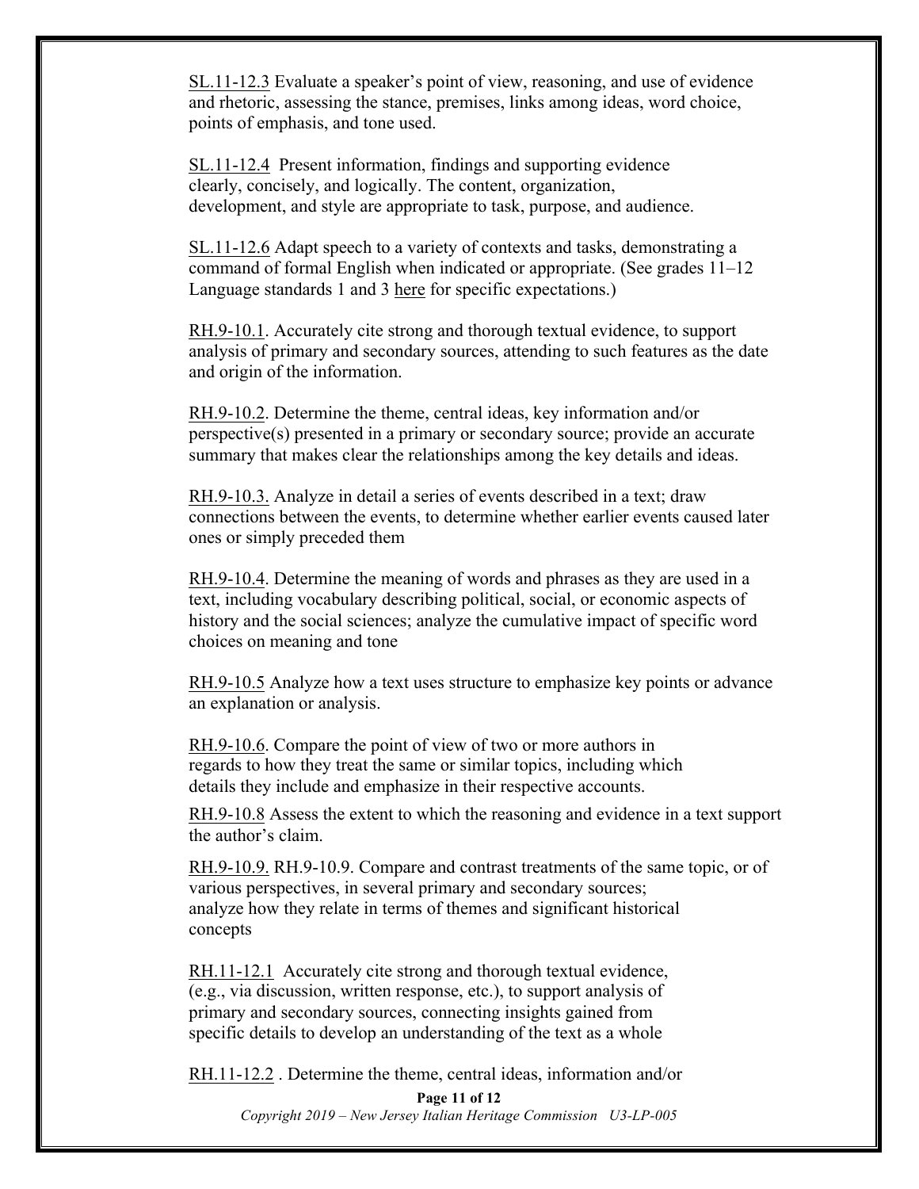SL.11-12.3 Evaluate a speaker's point of view, reasoning, and use of evidence and rhetoric, assessing the stance, premises, links among ideas, word choice, points of emphasis, and tone used.

SL.11-12.4 Present information, findings and supporting evidence clearly, concisely, and logically. The content, organization, development, and style are appropriate to task, purpose, and audience.

SL.11-12.6 Adapt speech to a variety of contexts and tasks, demonstrating a command of formal English when indicated or appropriate. (See grades 11–12 Language standards 1 and 3 here for specific expectations.)

RH.9-10.1. Accurately cite strong and thorough textual evidence, to support analysis of primary and secondary sources, attending to such features as the date and origin of the information.

RH.9-10.2. Determine the theme, central ideas, key information and/or perspective(s) presented in a primary or secondary source; provide an accurate summary that makes clear the relationships among the key details and ideas.

RH.9-10.3. Analyze in detail a series of events described in a text; draw connections between the events, to determine whether earlier events caused later ones or simply preceded them

RH.9-10.4. Determine the meaning of words and phrases as they are used in a text, including vocabulary describing political, social, or economic aspects of history and the social sciences; analyze the cumulative impact of specific word choices on meaning and tone

RH.9-10.5 Analyze how a text uses structure to emphasize key points or advance an explanation or analysis.

RH.9-10.6. Compare the point of view of two or more authors in regards to how they treat the same or similar topics, including which details they include and emphasize in their respective accounts.

RH.9-10.8 Assess the extent to which the reasoning and evidence in a text support the author's claim.

RH.9-10.9. RH.9-10.9. Compare and contrast treatments of the same topic, or of various perspectives, in several primary and secondary sources; analyze how they relate in terms of themes and significant historical concepts

RH.11-12.1 Accurately cite strong and thorough textual evidence, (e.g., via discussion, written response, etc.), to support analysis of primary and secondary sources, connecting insights gained from specific details to develop an understanding of the text as a whole

RH.11-12.2 . Determine the theme, central ideas, information and/or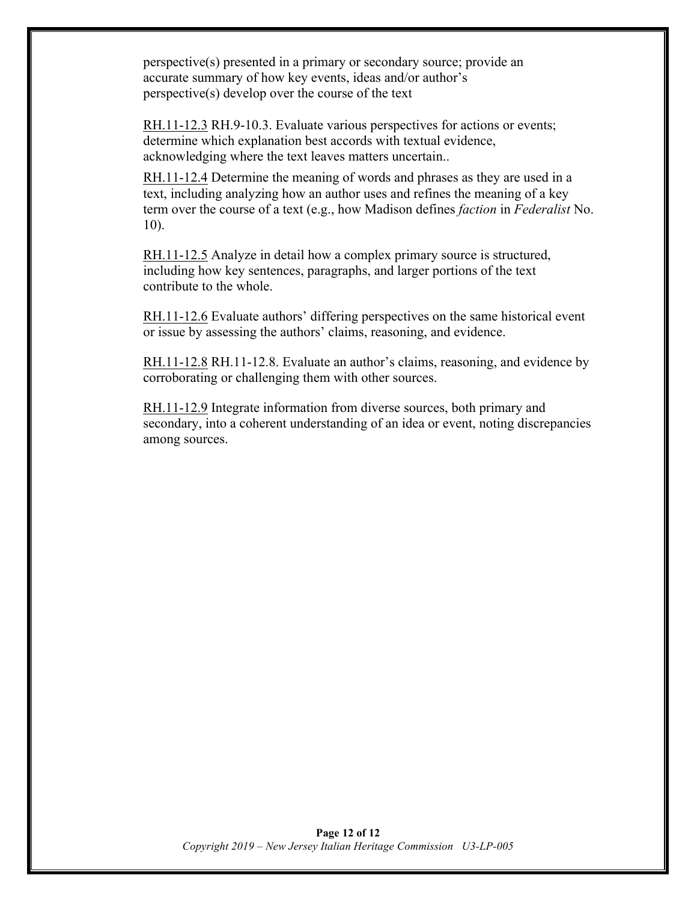perspective(s) presented in a primary or secondary source; provide an accurate summary of how key events, ideas and/or author's perspective(s) develop over the course of the text

RH.11-12.3 RH.9-10.3. Evaluate various perspectives for actions or events; determine which explanation best accords with textual evidence, acknowledging where the text leaves matters uncertain..

RH.11-12.4 Determine the meaning of words and phrases as they are used in a text, including analyzing how an author uses and refines the meaning of a key term over the course of a text (e.g., how Madison defines *faction* in *Federalist* No. 10).

RH.11-12.5 Analyze in detail how a complex primary source is structured, including how key sentences, paragraphs, and larger portions of the text contribute to the whole.

RH.11-12.6 Evaluate authors' differing perspectives on the same historical event or issue by assessing the authors' claims, reasoning, and evidence.

RH.11-12.8 RH.11-12.8. Evaluate an author's claims, reasoning, and evidence by corroborating or challenging them with other sources.

RH.11-12.9 Integrate information from diverse sources, both primary and secondary, into a coherent understanding of an idea or event, noting discrepancies among sources.